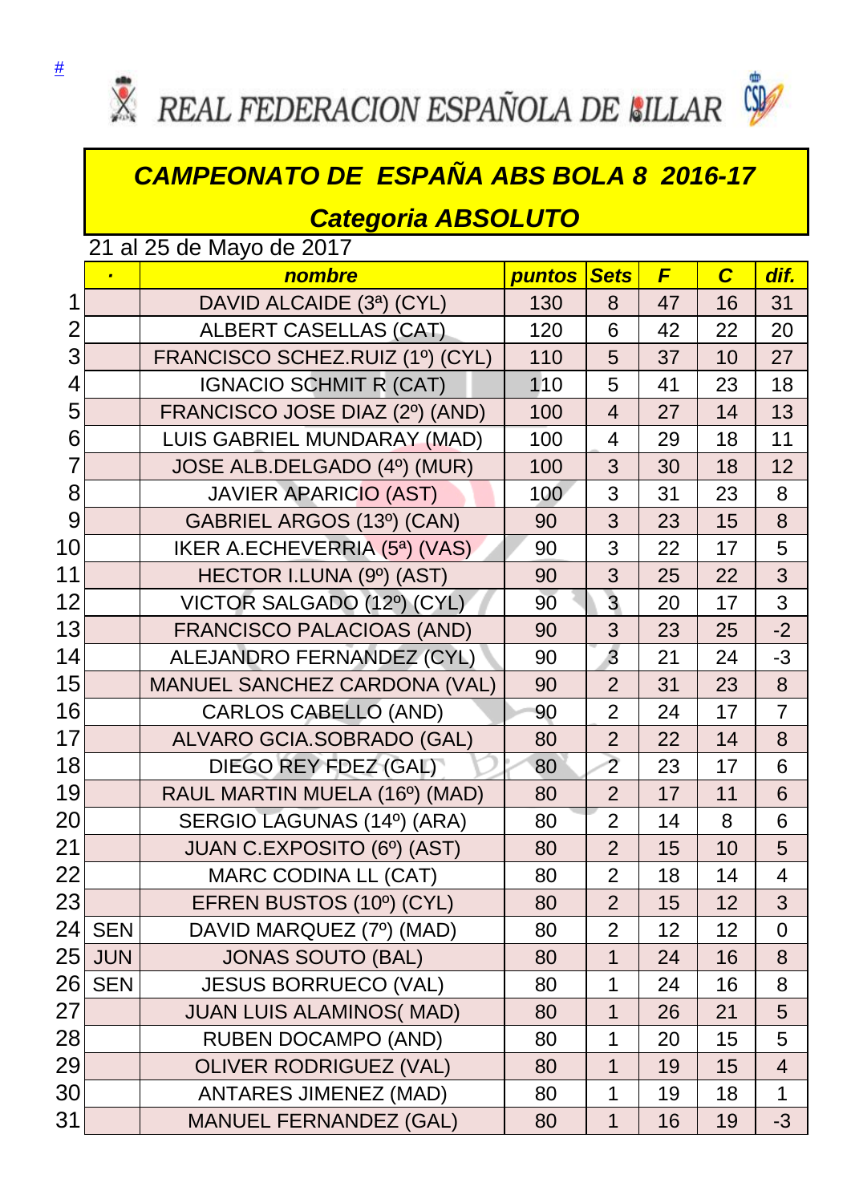#

REAL FEDERACION ESPAÑOLA DE BILLAR

# CAMPEONATO DE ESPAÑA ABS BOLA 8 2016-17

## Categoria ABSOLUTO

21 al 25 de Mayo de 2017

| | · | nombre | puntos | Sets | F | C | dif. |
|---|---|---|---|---|---|---|---|
| 1 | | DAVID ALCAIDE (3ª) (CYL) | 130 | 8 | 47 | 16 | 31 |
| 2 | | ALBERT CASELLAS (CAT) | 120 | 6 | 42 | 22 | 20 |
| 3 | | FRANCISCO SCHEZ.RUIZ (1º) (CYL) | 110 | 5 | 37 | 10 | 27 |
| 4 | | IGNACIO SCHMIT R (CAT) | 110 | 5 | 41 | 23 | 18 |
| 5 | | FRANCISCO JOSE DIAZ (2º) (AND) | 100 | 4 | 27 | 14 | 13 |
| 6 | | LUIS GABRIEL MUNDARAY (MAD) | 100 | 4 | 29 | 18 | 11 |
| 7 | | JOSE ALB.DELGADO (4º) (MUR) | 100 | 3 | 30 | 18 | 12 |
| 8 | | JAVIER APARICIO (AST) | 100 | 3 | 31 | 23 | 8 |
| 9 | | GABRIEL ARGOS (13º) (CAN) | 90 | 3 | 23 | 15 | 8 |
| 10 | | IKER A.ECHEVERRIA (5ª) (VAS) | 90 | 3 | 22 | 17 | 5 |
| 11 | | HECTOR I.LUNA (9º) (AST) | 90 | 3 | 25 | 22 | 3 |
| 12 | | VICTOR SALGADO (12º) (CYL) | 90 | 3 | 20 | 17 | 3 |
| 13 | | FRANCISCO PALACIOAS (AND) | 90 | 3 | 23 | 25 | -2 |
| 14 | | ALEJANDRO FERNANDEZ (CYL) | 90 | 3 | 21 | 24 | -3 |
| 15 | | MANUEL SANCHEZ CARDONA (VAL) | 90 | 2 | 31 | 23 | 8 |
| 16 | | CARLOS CABELLO (AND) | 90 | 2 | 24 | 17 | 7 |
| 17 | | ALVARO GCIA.SOBRADO (GAL) | 80 | 2 | 22 | 14 | 8 |
| 18 | | DIEGO REY FDEZ (GAL) | 80 | 2 | 23 | 17 | 6 |
| 19 | | RAUL MARTIN MUELA (16º) (MAD) | 80 | 2 | 17 | 11 | 6 |
| 20 | | SERGIO LAGUNAS (14º) (ARA) | 80 | 2 | 14 | 8 | 6 |
| 21 | | JUAN C.EXPOSITO (6º) (AST) | 80 | 2 | 15 | 10 | 5 |
| 22 | | MARC CODINA LL (CAT) | 80 | 2 | 18 | 14 | 4 |
| 23 | | EFREN BUSTOS (10º) (CYL) | 80 | 2 | 15 | 12 | 3 |
| 24 | SEN | DAVID MARQUEZ (7º) (MAD) | 80 | 2 | 12 | 12 | 0 |
| 25 | JUN | JONAS SOUTO (BAL) | 80 | 1 | 24 | 16 | 8 |
| 26 | SEN | JESUS BORRUECO (VAL) | 80 | 1 | 24 | 16 | 8 |
| 27 | | JUAN LUIS ALAMINOS( MAD) | 80 | 1 | 26 | 21 | 5 |
| 28 | | RUBEN DOCAMPO (AND) | 80 | 1 | 20 | 15 | 5 |
| 29 | | OLIVER RODRIGUEZ (VAL) | 80 | 1 | 19 | 15 | 4 |
| 30 | | ANTARES JIMENEZ (MAD) | 80 | 1 | 19 | 18 | 1 |
| 31 | | MANUEL FERNANDEZ (GAL) | 80 | 1 | 16 | 19 | -3 |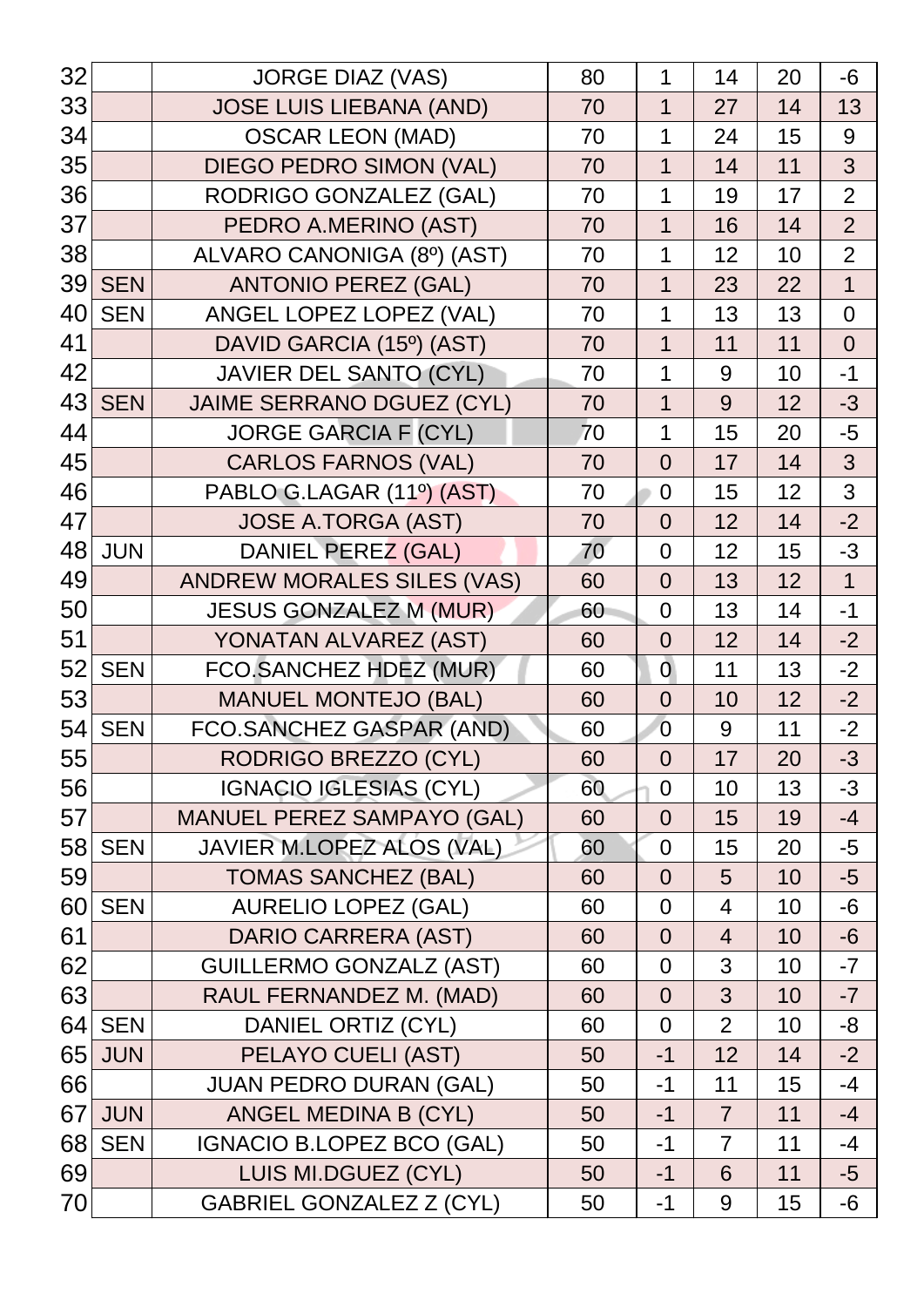| | | | | | | | |
|---|---|---|---|---|---|---|---|
| 32 | | JORGE DIAZ (VAS) | 80 | 1 | 14 | 20 | -6 |
| 33 | | JOSE LUIS LIEBANA (AND) | 70 | 1 | 27 | 14 | 13 |
| 34 | | OSCAR LEON (MAD) | 70 | 1 | 24 | 15 | 9 |
| 35 | | DIEGO PEDRO SIMON (VAL) | 70 | 1 | 14 | 11 | 3 |
| 36 | | RODRIGO GONZALEZ (GAL) | 70 | 1 | 19 | 17 | 2 |
| 37 | | PEDRO A.MERINO (AST) | 70 | 1 | 16 | 14 | 2 |
| 38 | | ALVARO CANONIGA (8º) (AST) | 70 | 1 | 12 | 10 | 2 |
| 39 | SEN | ANTONIO PEREZ (GAL) | 70 | 1 | 23 | 22 | 1 |
| 40 | SEN | ANGEL LOPEZ LOPEZ (VAL) | 70 | 1 | 13 | 13 | 0 |
| 41 | | DAVID GARCIA (15º) (AST) | 70 | 1 | 11 | 11 | 0 |
| 42 | | JAVIER DEL SANTO (CYL) | 70 | 1 | 9 | 10 | -1 |
| 43 | SEN | JAIME SERRANO DGUEZ (CYL) | 70 | 1 | 9 | 12 | -3 |
| 44 | | JORGE GARCIA F (CYL) | 70 | 1 | 15 | 20 | -5 |
| 45 | | CARLOS FARNOS (VAL) | 70 | 0 | 17 | 14 | 3 |
| 46 | | PABLO G.LAGAR (11º) (AST) | 70 | 0 | 15 | 12 | 3 |
| 47 | | JOSE A.TORGA (AST) | 70 | 0 | 12 | 14 | -2 |
| 48 | JUN | DANIEL PEREZ (GAL) | 70 | 0 | 12 | 15 | -3 |
| 49 | | ANDREW MORALES SILES (VAS) | 60 | 0 | 13 | 12 | 1 |
| 50 | | JESUS GONZALEZ M (MUR) | 60 | 0 | 13 | 14 | -1 |
| 51 | | YONATAN ALVAREZ (AST) | 60 | 0 | 12 | 14 | -2 |
| 52 | SEN | FCO.SANCHEZ HDEZ (MUR) | 60 | 0 | 11 | 13 | -2 |
| 53 | | MANUEL MONTEJO (BAL) | 60 | 0 | 10 | 12 | -2 |
| 54 | SEN | FCO.SANCHEZ GASPAR (AND) | 60 | 0 | 9 | 11 | -2 |
| 55 | | RODRIGO BREZZO (CYL) | 60 | 0 | 17 | 20 | -3 |
| 56 | | IGNACIO IGLESIAS (CYL) | 60 | 0 | 10 | 13 | -3 |
| 57 | | MANUEL PEREZ SAMPAYO (GAL) | 60 | 0 | 15 | 19 | -4 |
| 58 | SEN | JAVIER M.LOPEZ ALOS (VAL) | 60 | 0 | 15 | 20 | -5 |
| 59 | | TOMAS SANCHEZ (BAL) | 60 | 0 | 5 | 10 | -5 |
| 60 | SEN | AURELIO LOPEZ (GAL) | 60 | 0 | 4 | 10 | -6 |
| 61 | | DARIO CARRERA (AST) | 60 | 0 | 4 | 10 | -6 |
| 62 | | GUILLERMO GONZALZ (AST) | 60 | 0 | 3 | 10 | -7 |
| 63 | | RAUL FERNANDEZ M. (MAD) | 60 | 0 | 3 | 10 | -7 |
| 64 | SEN | DANIEL ORTIZ (CYL) | 60 | 0 | 2 | 10 | -8 |
| 65 | JUN | PELAYO CUELI (AST) | 50 | -1 | 12 | 14 | -2 |
| 66 | | JUAN PEDRO DURAN (GAL) | 50 | -1 | 11 | 15 | -4 |
| 67 | JUN | ANGEL MEDINA B (CYL) | 50 | -1 | 7 | 11 | -4 |
| 68 | SEN | IGNACIO B.LOPEZ BCO (GAL) | 50 | -1 | 7 | 11 | -4 |
| 69 | | LUIS MI.DGUEZ (CYL) | 50 | -1 | 6 | 11 | -5 |
| 70 | | GABRIEL GONZALEZ Z (CYL) | 50 | -1 | 9 | 15 | -6 |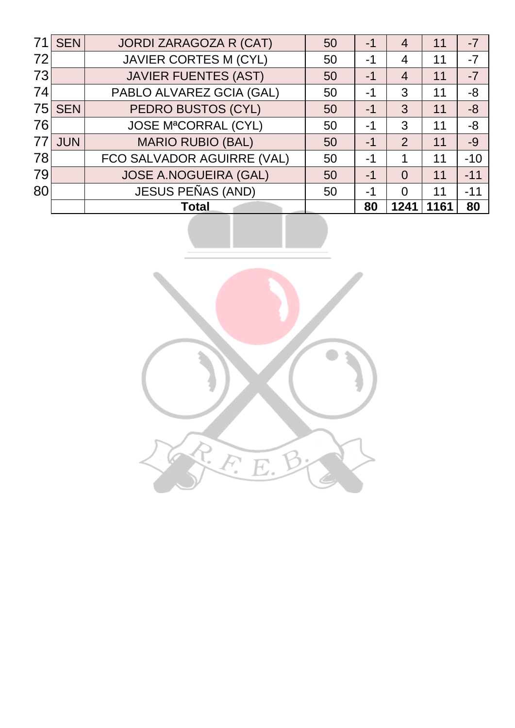| | | | | | | | |
|---|---|---|---|---|---|---|---|
| 71 | SEN | JORDI ZARAGOZA R (CAT) | 50 | -1 | 4 | 11 | -7 |
| 72 | | JAVIER CORTES M (CYL) | 50 | -1 | 4 | 11 | -7 |
| 73 | | JAVIER FUENTES (AST) | 50 | -1 | 4 | 11 | -7 |
| 74 | | PABLO ALVAREZ GCIA (GAL) | 50 | -1 | 3 | 11 | -8 |
| 75 | SEN | PEDRO BUSTOS (CYL) | 50 | -1 | 3 | 11 | -8 |
| 76 | | JOSE MªCORRAL (CYL) | 50 | -1 | 3 | 11 | -8 |
| 77 | JUN | MARIO RUBIO (BAL) | 50 | -1 | 2 | 11 | -9 |
| 78 | | FCO SALVADOR AGUIRRE (VAL) | 50 | -1 | 1 | 11 | -10 |
| 79 | | JOSE A.NOGUEIRA (GAL) | 50 | -1 | 0 | 11 | -11 |
| 80 | | JESUS PEÑAS (AND) | 50 | -1 | 0 | 11 | -11 |
| | | **Total** | | **80** | **1241** | **1161** | **80** |